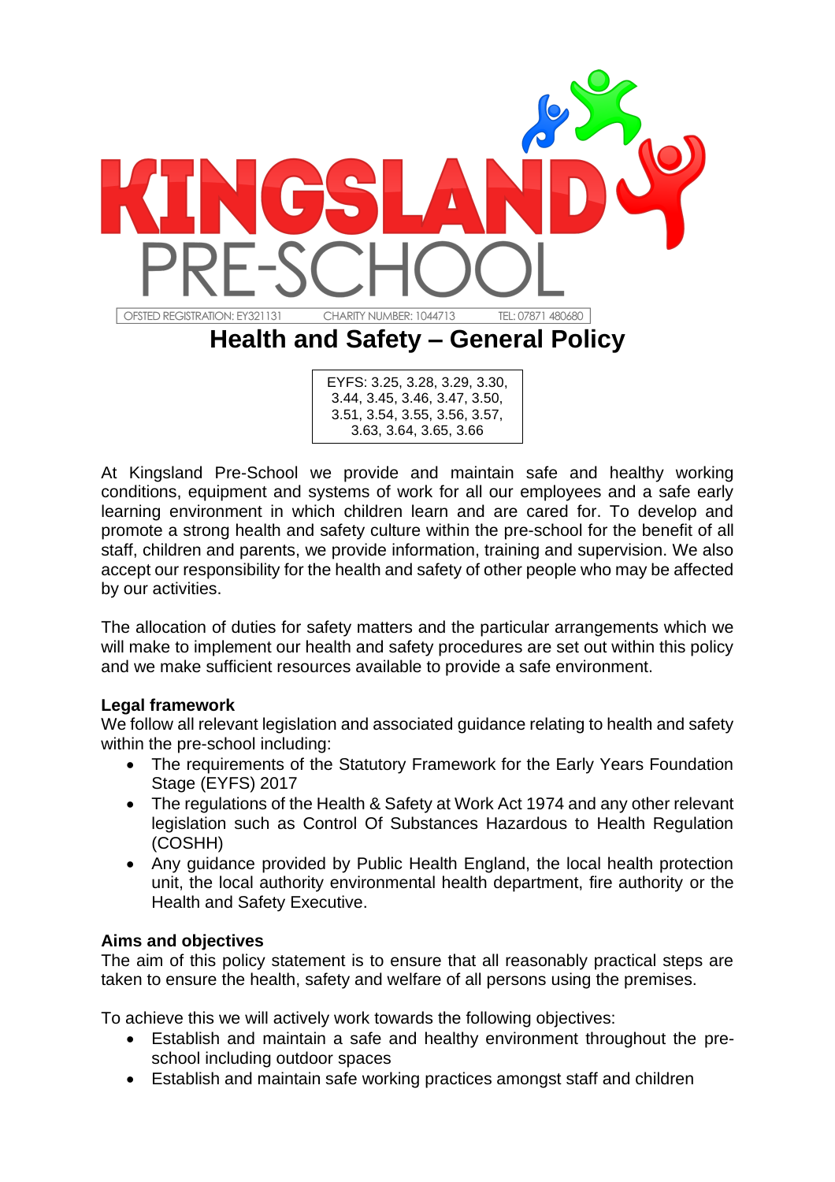KINGSLAND PRE-SCHOOL

OFSTED REGISTRATION: EY321131 | CHARITY NUMBER: 1044713 | TEL: 07871 480680

# Health and Safety – General Policy

EYFS: 3.25, 3.28, 3.29, 3.30, 3.44, 3.45, 3.46, 3.47, 3.50, 3.51, 3.54, 3.55, 3.56, 3.57, 3.63, 3.64, 3.65, 3.66

At Kingsland Pre-School we provide and maintain safe and healthy working conditions, equipment and systems of work for all our employees and a safe early learning environment in which children learn and are cared for. To develop and promote a strong health and safety culture within the pre-school for the benefit of all staff, children and parents, we provide information, training and supervision. We also accept our responsibility for the health and safety of other people who may be affected by our activities.

The allocation of duties for safety matters and the particular arrangements which we will make to implement our health and safety procedures are set out within this policy and we make sufficient resources available to provide a safe environment.

**Legal framework**

We follow all relevant legislation and associated guidance relating to health and safety within the pre-school including:

- The requirements of the Statutory Framework for the Early Years Foundation Stage (EYFS) 2017
- The regulations of the Health & Safety at Work Act 1974 and any other relevant legislation such as Control Of Substances Hazardous to Health Regulation (COSHH)
- Any guidance provided by Public Health England, the local health protection unit, the local authority environmental health department, fire authority or the Health and Safety Executive.

**Aims and objectives**

The aim of this policy statement is to ensure that all reasonably practical steps are taken to ensure the health, safety and welfare of all persons using the premises.

To achieve this we will actively work towards the following objectives:

- Establish and maintain a safe and healthy environment throughout the pre-school including outdoor spaces
- Establish and maintain safe working practices amongst staff and children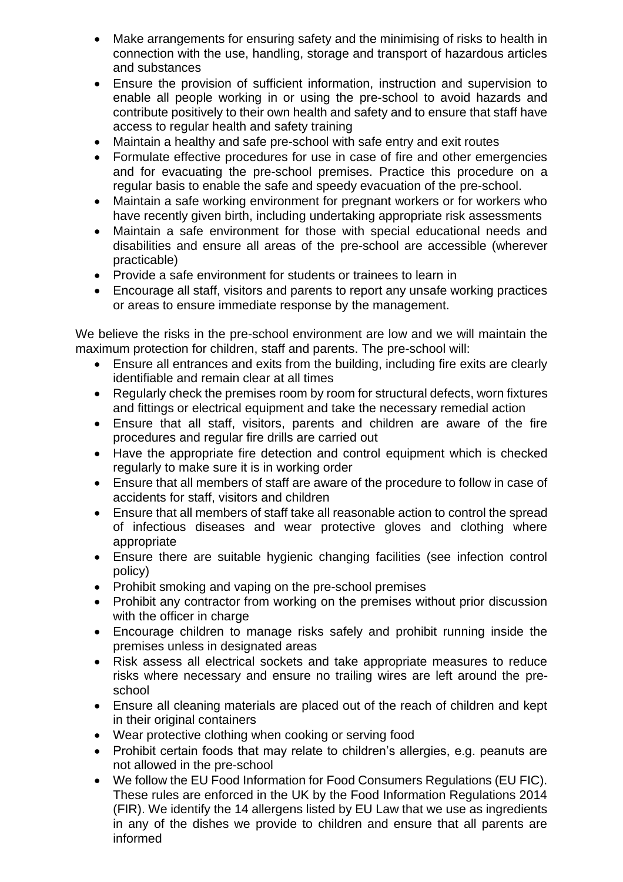- Make arrangements for ensuring safety and the minimising of risks to health in connection with the use, handling, storage and transport of hazardous articles and substances
- Ensure the provision of sufficient information, instruction and supervision to enable all people working in or using the pre-school to avoid hazards and contribute positively to their own health and safety and to ensure that staff have access to regular health and safety training
- Maintain a healthy and safe pre-school with safe entry and exit routes
- Formulate effective procedures for use in case of fire and other emergencies and for evacuating the pre-school premises. Practice this procedure on a regular basis to enable the safe and speedy evacuation of the pre-school.
- Maintain a safe working environment for pregnant workers or for workers who have recently given birth, including undertaking appropriate risk assessments
- Maintain a safe environment for those with special educational needs and disabilities and ensure all areas of the pre-school are accessible (wherever practicable)
- Provide a safe environment for students or trainees to learn in
- Encourage all staff, visitors and parents to report any unsafe working practices or areas to ensure immediate response by the management.

We believe the risks in the pre-school environment are low and we will maintain the maximum protection for children, staff and parents. The pre-school will:

- Ensure all entrances and exits from the building, including fire exits are clearly identifiable and remain clear at all times
- Regularly check the premises room by room for structural defects, worn fixtures and fittings or electrical equipment and take the necessary remedial action
- Ensure that all staff, visitors, parents and children are aware of the fire procedures and regular fire drills are carried out
- Have the appropriate fire detection and control equipment which is checked regularly to make sure it is in working order
- Ensure that all members of staff are aware of the procedure to follow in case of accidents for staff, visitors and children
- Ensure that all members of staff take all reasonable action to control the spread of infectious diseases and wear protective gloves and clothing where appropriate
- Ensure there are suitable hygienic changing facilities (see infection control policy)
- Prohibit smoking and vaping on the pre-school premises
- Prohibit any contractor from working on the premises without prior discussion with the officer in charge
- Encourage children to manage risks safely and prohibit running inside the premises unless in designated areas
- Risk assess all electrical sockets and take appropriate measures to reduce risks where necessary and ensure no trailing wires are left around the pre-school
- Ensure all cleaning materials are placed out of the reach of children and kept in their original containers
- Wear protective clothing when cooking or serving food
- Prohibit certain foods that may relate to children's allergies, e.g. peanuts are not allowed in the pre-school
- We follow the EU Food Information for Food Consumers Regulations (EU FIC). These rules are enforced in the UK by the Food Information Regulations 2014 (FIR). We identify the 14 allergens listed by EU Law that we use as ingredients in any of the dishes we provide to children and ensure that all parents are informed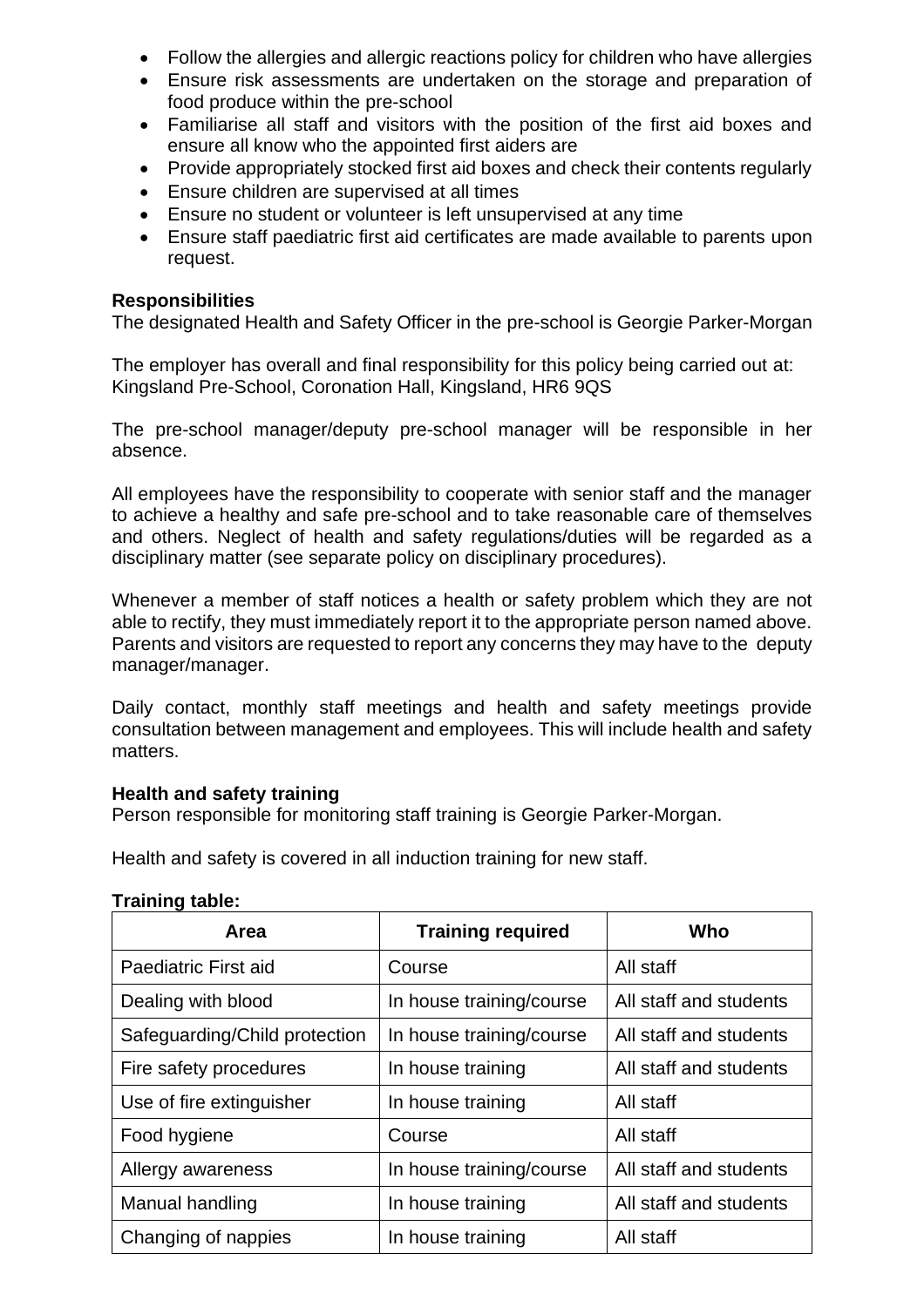- Follow the allergies and allergic reactions policy for children who have allergies
- Ensure risk assessments are undertaken on the storage and preparation of food produce within the pre-school
- Familiarise all staff and visitors with the position of the first aid boxes and ensure all know who the appointed first aiders are
- Provide appropriately stocked first aid boxes and check their contents regularly
- Ensure children are supervised at all times
- Ensure no student or volunteer is left unsupervised at any time
- Ensure staff paediatric first aid certificates are made available to parents upon request.

**Responsibilities**

The designated Health and Safety Officer in the pre-school is Georgie Parker-Morgan

The employer has overall and final responsibility for this policy being carried out at: Kingsland Pre-School, Coronation Hall, Kingsland, HR6 9QS

The pre-school manager/deputy pre-school manager will be responsible in her absence.

All employees have the responsibility to cooperate with senior staff and the manager to achieve a healthy and safe pre-school and to take reasonable care of themselves and others. Neglect of health and safety regulations/duties will be regarded as a disciplinary matter (see separate policy on disciplinary procedures).

Whenever a member of staff notices a health or safety problem which they are not able to rectify, they must immediately report it to the appropriate person named above. Parents and visitors are requested to report any concerns they may have to the deputy manager/manager.

Daily contact, monthly staff meetings and health and safety meetings provide consultation between management and employees. This will include health and safety matters.

**Health and safety training**

Person responsible for monitoring staff training is Georgie Parker-Morgan.

Health and safety is covered in all induction training for new staff.

**Training table:**

| Area | Training required | Who |
|---|---|---|
| Paediatric First aid | Course | All staff |
| Dealing with blood | In house training/course | All staff and students |
| Safeguarding/Child protection | In house training/course | All staff and students |
| Fire safety procedures | In house training | All staff and students |
| Use of fire extinguisher | In house training | All staff |
| Food hygiene | Course | All staff |
| Allergy awareness | In house training/course | All staff and students |
| Manual handling | In house training | All staff and students |
| Changing of nappies | In house training | All staff |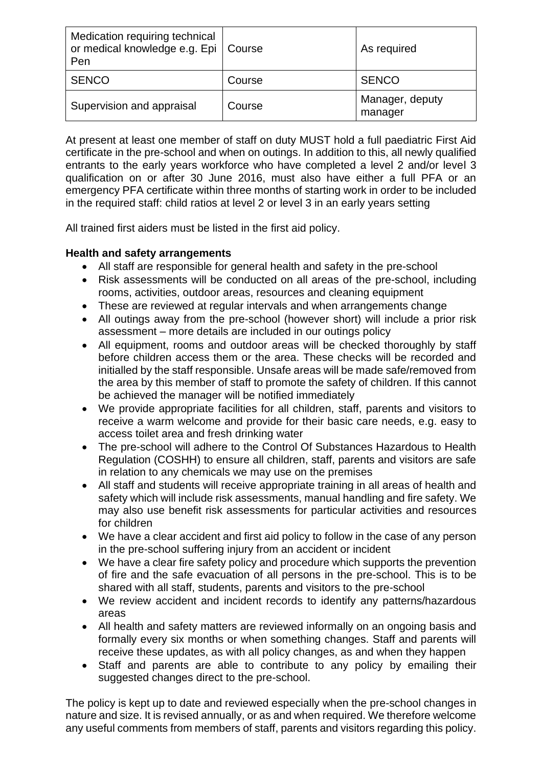| Medication requiring technical or medical knowledge e.g. Epi Pen | Course | As required |
|---|---|---|
| SENCO | Course | SENCO |
| Supervision and appraisal | Course | Manager, deputy manager |

At present at least one member of staff on duty MUST hold a full paediatric First Aid certificate in the pre-school and when on outings. In addition to this, all newly qualified entrants to the early years workforce who have completed a level 2 and/or level 3 qualification on or after 30 June 2016, must also have either a full PFA or an emergency PFA certificate within three months of starting work in order to be included in the required staff: child ratios at level 2 or level 3 in an early years setting

All trained first aiders must be listed in the first aid policy.

**Health and safety arrangements**

- All staff are responsible for general health and safety in the pre-school
- Risk assessments will be conducted on all areas of the pre-school, including rooms, activities, outdoor areas, resources and cleaning equipment
- These are reviewed at regular intervals and when arrangements change
- All outings away from the pre-school (however short) will include a prior risk assessment – more details are included in our outings policy
- All equipment, rooms and outdoor areas will be checked thoroughly by staff before children access them or the area. These checks will be recorded and initialled by the staff responsible. Unsafe areas will be made safe/removed from the area by this member of staff to promote the safety of children. If this cannot be achieved the manager will be notified immediately
- We provide appropriate facilities for all children, staff, parents and visitors to receive a warm welcome and provide for their basic care needs, e.g. easy to access toilet area and fresh drinking water
- The pre-school will adhere to the Control Of Substances Hazardous to Health Regulation (COSHH) to ensure all children, staff, parents and visitors are safe in relation to any chemicals we may use on the premises
- All staff and students will receive appropriate training in all areas of health and safety which will include risk assessments, manual handling and fire safety. We may also use benefit risk assessments for particular activities and resources for children
- We have a clear accident and first aid policy to follow in the case of any person in the pre-school suffering injury from an accident or incident
- We have a clear fire safety policy and procedure which supports the prevention of fire and the safe evacuation of all persons in the pre-school. This is to be shared with all staff, students, parents and visitors to the pre-school
- We review accident and incident records to identify any patterns/hazardous areas
- All health and safety matters are reviewed informally on an ongoing basis and formally every six months or when something changes. Staff and parents will receive these updates, as with all policy changes, as and when they happen
- Staff and parents are able to contribute to any policy by emailing their suggested changes direct to the pre-school.

The policy is kept up to date and reviewed especially when the pre-school changes in nature and size. It is revised annually, or as and when required. We therefore welcome any useful comments from members of staff, parents and visitors regarding this policy.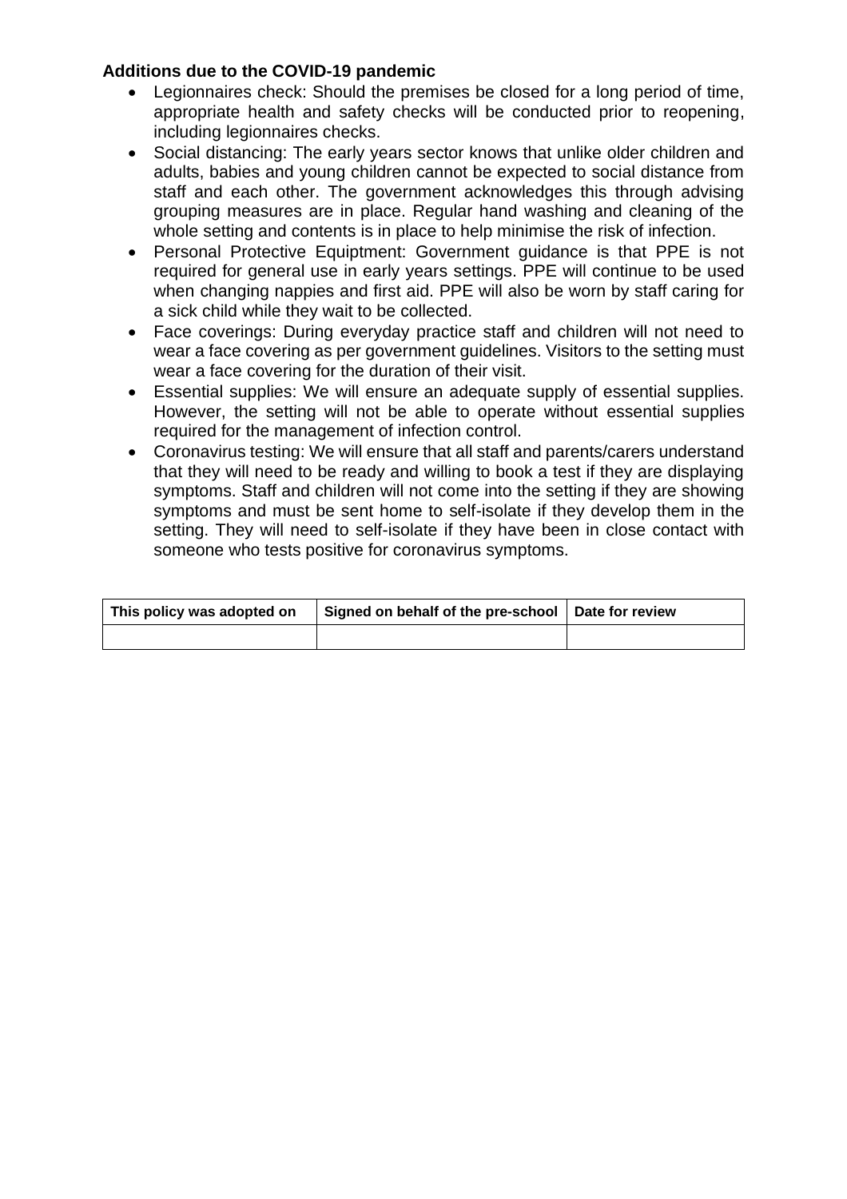**Additions due to the COVID-19 pandemic**

- Legionnaires check: Should the premises be closed for a long period of time, appropriate health and safety checks will be conducted prior to reopening, including legionnaires checks.
- Social distancing: The early years sector knows that unlike older children and adults, babies and young children cannot be expected to social distance from staff and each other. The government acknowledges this through advising grouping measures are in place. Regular hand washing and cleaning of the whole setting and contents is in place to help minimise the risk of infection.
- Personal Protective Equiptment: Government guidance is that PPE is not required for general use in early years settings. PPE will continue to be used when changing nappies and first aid. PPE will also be worn by staff caring for a sick child while they wait to be collected.
- Face coverings: During everyday practice staff and children will not need to wear a face covering as per government guidelines. Visitors to the setting must wear a face covering for the duration of their visit.
- Essential supplies: We will ensure an adequate supply of essential supplies. However, the setting will not be able to operate without essential supplies required for the management of infection control.
- Coronavirus testing: We will ensure that all staff and parents/carers understand that they will need to be ready and willing to book a test if they are displaying symptoms. Staff and children will not come into the setting if they are showing symptoms and must be sent home to self-isolate if they develop them in the setting. They will need to self-isolate if they have been in close contact with someone who tests positive for coronavirus symptoms.

| This policy was adopted on | Signed on behalf of the pre-school | Date for review |
| --- | --- | --- |
| | | |